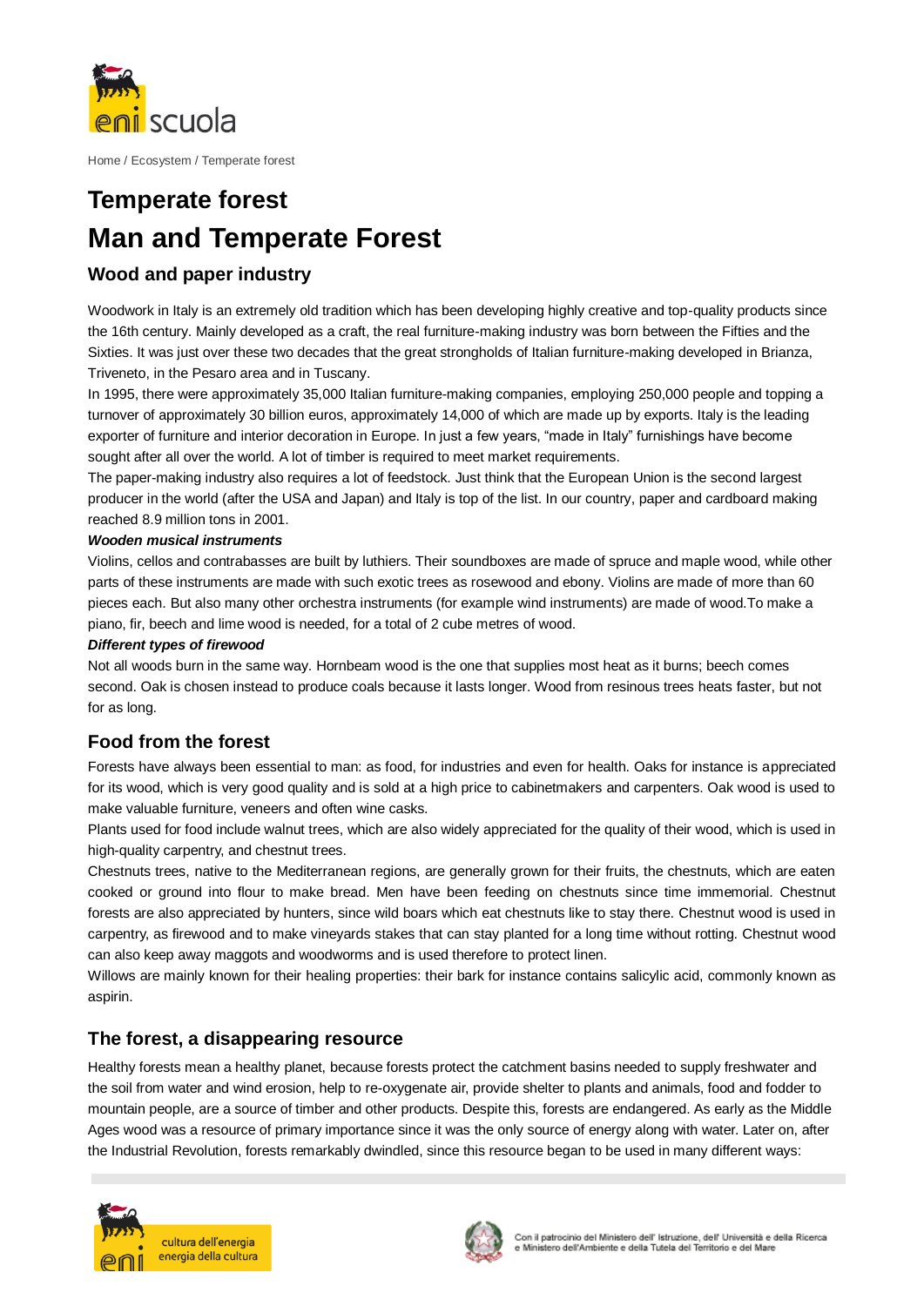Home / Ecosystem / Temperate forest

# Temperate forest

# Man and Temperate Forest

## Wood and paper industry

Woodwork in Italy is an extremely old tradition which has been developing highly creative and top-quality products since the 16th century. Mainly developed as a craft, the real furniture-making industry was born between the Fifties and the Sixties. It was just over these two decades that the great strongholds of Italian furniture-making developed in Brianza, Triveneto, in the Pesaro area and in Tuscany.

In 1995, there were approximately 35,000 Italian furniture-making companies, employing 250,000 people and topping a turnover of approximately 30 billion euros, approximately 14,000 of which are made up by exports. Italy is the leading exporter of furniture and interior decoration in Europe. In just a few years, “made in Italy” furnishings have become sought after all over the world. A lot of timber is required to meet market requirements.

The paper-making industry also requires a lot of feedstock. Just think that the European Union is the second largest producer in the world (after the USA and Japan) and Italy is top of the list. In our country, paper and cardboard making reached 8.9 million tons in 2001.

***Wooden musical instruments***

Violins, cellos and contrabasses are built by luthiers. Their soundboxes are made of spruce and maple wood, while other parts of these instruments are made with such exotic trees as rosewood and ebony. Violins are made of more than 60 pieces each. But also many other orchestra instruments (for example wind instruments) are made of wood.To make a piano, fir, beech and lime wood is needed, for a total of 2 cube metres of wood.

***Different types of firewood***

Not all woods burn in the same way. Hornbeam wood is the one that supplies most heat as it burns; beech comes second. Oak is chosen instead to produce coals because it lasts longer. Wood from resinous trees heats faster, but not for as long.

## Food from the forest

Forests have always been essential to man: as food, for industries and even for health. Oaks for instance is appreciated for its wood, which is very good quality and is sold at a high price to cabinetmakers and carpenters. Oak wood is used to make valuable furniture, veneers and often wine casks.

Plants used for food include walnut trees, which are also widely appreciated for the quality of their wood, which is used in high-quality carpentry, and chestnut trees.

Chestnuts trees, native to the Mediterranean regions, are generally grown for their fruits, the chestnuts, which are eaten cooked or ground into flour to make bread. Men have been feeding on chestnuts since time immemorial. Chestnut forests are also appreciated by hunters, since wild boars which eat chestnuts like to stay there. Chestnut wood is used in carpentry, as firewood and to make vineyards stakes that can stay planted for a long time without rotting. Chestnut wood can also keep away maggots and woodworms and is used therefore to protect linen.

Willows are mainly known for their healing properties: their bark for instance contains salicylic acid, commonly known as aspirin.

## The forest, a disappearing resource

Healthy forests mean a healthy planet, because forests protect the catchment basins needed to supply freshwater and the soil from water and wind erosion, help to re-oxygenate air, provide shelter to plants and animals, food and fodder to mountain people, are a source of timber and other products. Despite this, forests are endangered. As early as the Middle Ages wood was a resource of primary importance since it was the only source of energy along with water. Later on, after the Industrial Revolution, forests remarkably dwindled, since this resource began to be used in many different ways: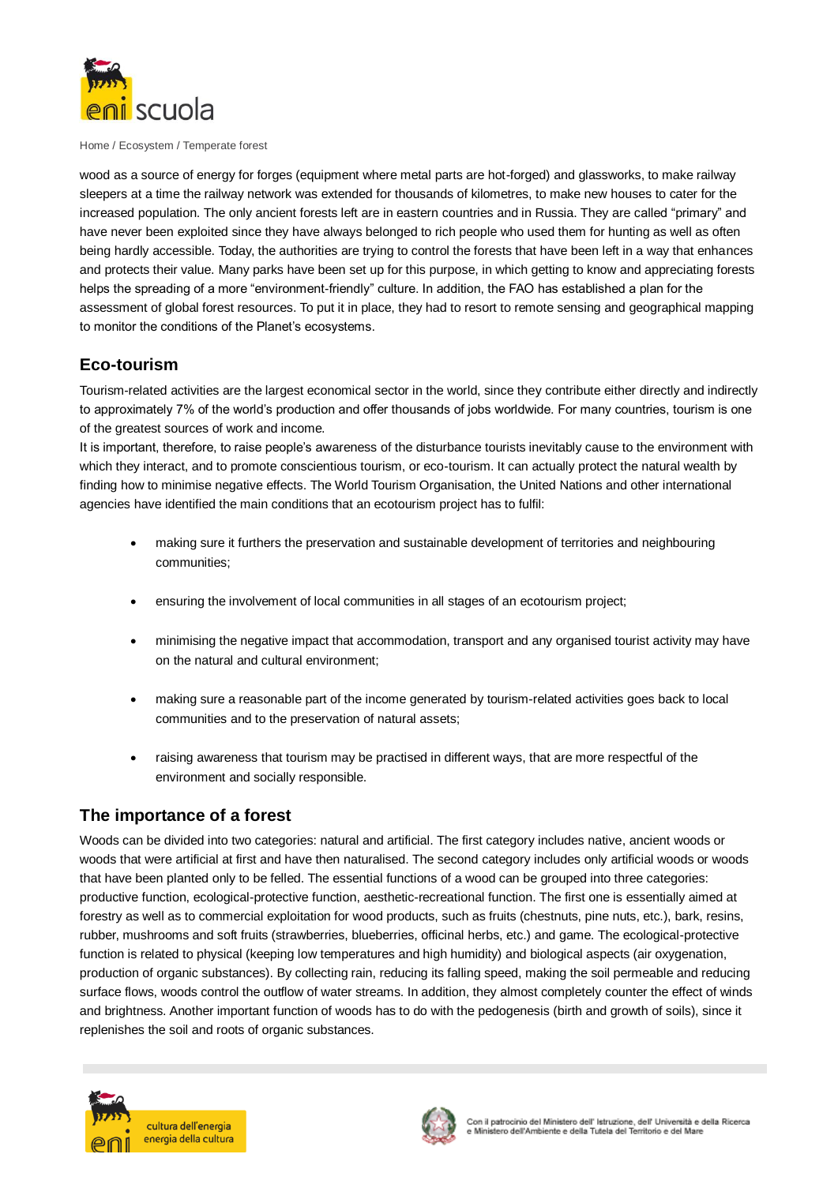wood as a source of energy for forges (equipment where metal parts are hot-forged) and glassworks, to make railway sleepers at a time the railway network was extended for thousands of kilometres, to make new houses to cater for the increased population. The only ancient forests left are in eastern countries and in Russia. They are called "primary" and have never been exploited since they have always belonged to rich people who used them for hunting as well as often being hardly accessible. Today, the authorities are trying to control the forests that have been left in a way that enhances and protects their value. Many parks have been set up for this purpose, in which getting to know and appreciating forests helps the spreading of a more "environment-friendly" culture. In addition, the FAO has established a plan for the assessment of global forest resources. To put it in place, they had to resort to remote sensing and geographical mapping to monitor the conditions of the Planet's ecosystems.

## Eco-tourism

Tourism-related activities are the largest economical sector in the world, since they contribute either directly and indirectly to approximately 7% of the world's production and offer thousands of jobs worldwide. For many countries, tourism is one of the greatest sources of work and income.
It is important, therefore, to raise people's awareness of the disturbance tourists inevitably cause to the environment with which they interact, and to promote conscientious tourism, or eco-tourism. It can actually protect the natural wealth by finding how to minimise negative effects. The World Tourism Organisation, the United Nations and other international agencies have identified the main conditions that an ecotourism project has to fulfil:

- making sure it furthers the preservation and sustainable development of territories and neighbouring communities;
- ensuring the involvement of local communities in all stages of an ecotourism project;
- minimising the negative impact that accommodation, transport and any organised tourist activity may have on the natural and cultural environment;
- making sure a reasonable part of the income generated by tourism-related activities goes back to local communities and to the preservation of natural assets;
- raising awareness that tourism may be practised in different ways, that are more respectful of the environment and socially responsible.

## The importance of a forest

Woods can be divided into two categories: natural and artificial. The first category includes native, ancient woods or woods that were artificial at first and have then naturalised. The second category includes only artificial woods or woods that have been planted only to be felled. The essential functions of a wood can be grouped into three categories: productive function, ecological-protective function, aesthetic-recreational function. The first one is essentially aimed at forestry as well as to commercial exploitation for wood products, such as fruits (chestnuts, pine nuts, etc.), bark, resins, rubber, mushrooms and soft fruits (strawberries, blueberries, officinal herbs, etc.) and game. The ecological-protective function is related to physical (keeping low temperatures and high humidity) and biological aspects (air oxygenation, production of organic substances). By collecting rain, reducing its falling speed, making the soil permeable and reducing surface flows, woods control the outflow of water streams. In addition, they almost completely counter the effect of winds and brightness. Another important function of woods has to do with the pedogenesis (birth and growth of soils), since it replenishes the soil and roots of organic substances.